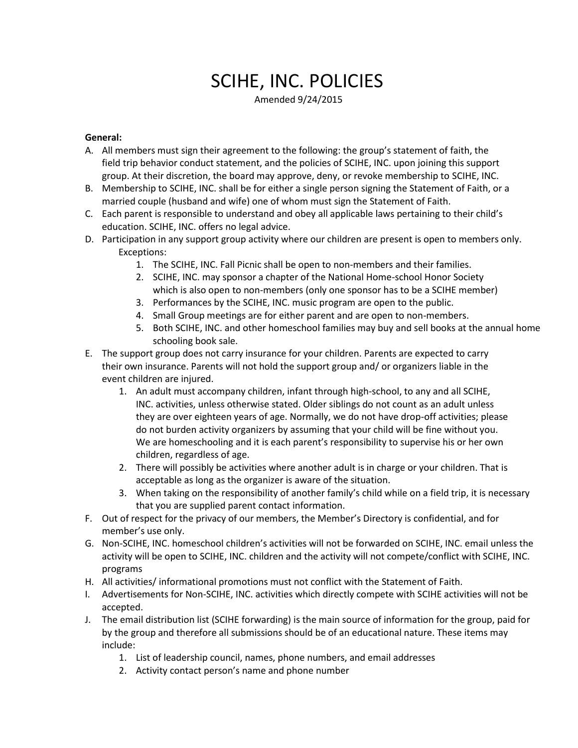# SCIHE, INC. POLICIES

Amended 9/24/2015

**General:**

A. All members must sign their agreement to the following: the group's statement of faith, the field trip behavior conduct statement, and the policies of SCIHE, INC. upon joining this support group. At their discretion, the board may approve, deny, or revoke membership to SCIHE, INC.

B. Membership to SCIHE, INC. shall be for either a single person signing the Statement of Faith, or a married couple (husband and wife) one of whom must sign the Statement of Faith.

C. Each parent is responsible to understand and obey all applicable laws pertaining to their child's education. SCIHE, INC. offers no legal advice.

D. Participation in any support group activity where our children are present is open to members only.

   Exceptions:

   1. The SCIHE, INC. Fall Picnic shall be open to non-members and their families.
   2. SCIHE, INC. may sponsor a chapter of the National Home-school Honor Society which is also open to non-members (only one sponsor has to be a SCIHE member)
   3. Performances by the SCIHE, INC. music program are open to the public.
   4. Small Group meetings are for either parent and are open to non-members.
   5. Both SCIHE, INC. and other homeschool families may buy and sell books at the annual home schooling book sale.

E. The support group does not carry insurance for your children. Parents are expected to carry their own insurance. Parents will not hold the support group and/ or organizers liable in the event children are injured.

   1. An adult must accompany children, infant through high-school, to any and all SCIHE, INC. activities, unless otherwise stated. Older siblings do not count as an adult unless they are over eighteen years of age. Normally, we do not have drop-off activities; please do not burden activity organizers by assuming that your child will be fine without you. We are homeschooling and it is each parent's responsibility to supervise his or her own children, regardless of age.
   2. There will possibly be activities where another adult is in charge or your children. That is acceptable as long as the organizer is aware of the situation.
   3. When taking on the responsibility of another family's child while on a field trip, it is necessary that you are supplied parent contact information.

F. Out of respect for the privacy of our members, the Member's Directory is confidential, and for member's use only.

G. Non-SCIHE, INC. homeschool children's activities will not be forwarded on SCIHE, INC. email unless the activity will be open to SCIHE, INC. children and the activity will not compete/conflict with SCIHE, INC. programs

H. All activities/ informational promotions must not conflict with the Statement of Faith.

I. Advertisements for Non-SCIHE, INC. activities which directly compete with SCIHE activities will not be accepted.

J. The email distribution list (SCIHE forwarding) is the main source of information for the group, paid for by the group and therefore all submissions should be of an educational nature. These items may include:

   1. List of leadership council, names, phone numbers, and email addresses
   2. Activity contact person's name and phone number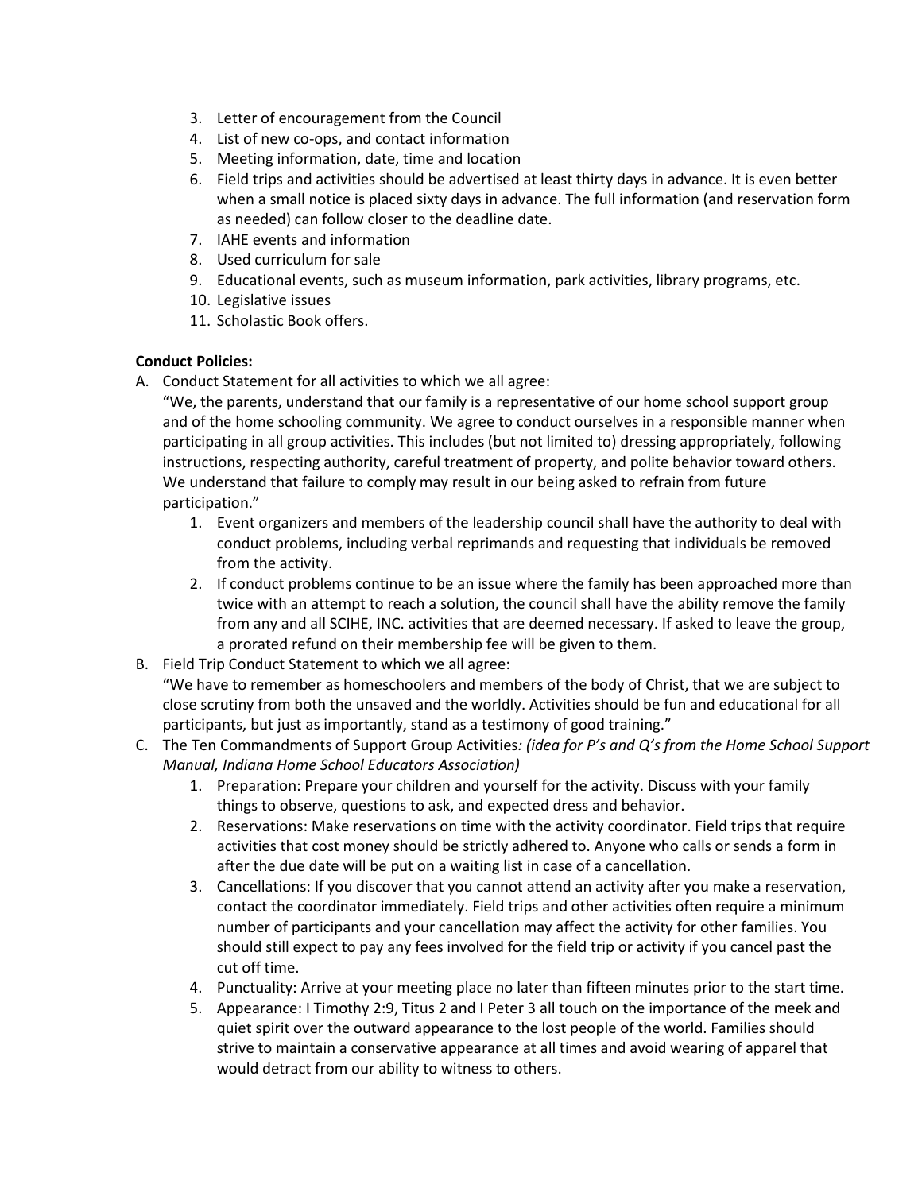3. Letter of encouragement from the Council
4. List of new co-ops, and contact information
5. Meeting information, date, time and location
6. Field trips and activities should be advertised at least thirty days in advance. It is even better when a small notice is placed sixty days in advance. The full information (and reservation form as needed) can follow closer to the deadline date.
7. IAHE events and information
8. Used curriculum for sale
9. Educational events, such as museum information, park activities, library programs, etc.
10. Legislative issues
11. Scholastic Book offers.

**Conduct Policies:**

A. Conduct Statement for all activities to which we all agree:
   "We, the parents, understand that our family is a representative of our home school support group and of the home schooling community. We agree to conduct ourselves in a responsible manner when participating in all group activities. This includes (but not limited to) dressing appropriately, following instructions, respecting authority, careful treatment of property, and polite behavior toward others. We understand that failure to comply may result in our being asked to refrain from future participation."
   1. Event organizers and members of the leadership council shall have the authority to deal with conduct problems, including verbal reprimands and requesting that individuals be removed from the activity.
   2. If conduct problems continue to be an issue where the family has been approached more than twice with an attempt to reach a solution, the council shall have the ability remove the family from any and all SCIHE, INC. activities that are deemed necessary. If asked to leave the group, a prorated refund on their membership fee will be given to them.

B. Field Trip Conduct Statement to which we all agree:
   "We have to remember as homeschoolers and members of the body of Christ, that we are subject to close scrutiny from both the unsaved and the worldly. Activities should be fun and educational for all participants, but just as importantly, stand as a testimony of good training."

C. The Ten Commandments of Support Group Activities*: (idea for P's and Q's from the Home School Support Manual, Indiana Home School Educators Association)*
   1. Preparation: Prepare your children and yourself for the activity. Discuss with your family things to observe, questions to ask, and expected dress and behavior.
   2. Reservations: Make reservations on time with the activity coordinator. Field trips that require activities that cost money should be strictly adhered to. Anyone who calls or sends a form in after the due date will be put on a waiting list in case of a cancellation.
   3. Cancellations: If you discover that you cannot attend an activity after you make a reservation, contact the coordinator immediately. Field trips and other activities often require a minimum number of participants and your cancellation may affect the activity for other families. You should still expect to pay any fees involved for the field trip or activity if you cancel past the cut off time.
   4. Punctuality: Arrive at your meeting place no later than fifteen minutes prior to the start time.
   5. Appearance: I Timothy 2:9, Titus 2 and I Peter 3 all touch on the importance of the meek and quiet spirit over the outward appearance to the lost people of the world. Families should strive to maintain a conservative appearance at all times and avoid wearing of apparel that would detract from our ability to witness to others.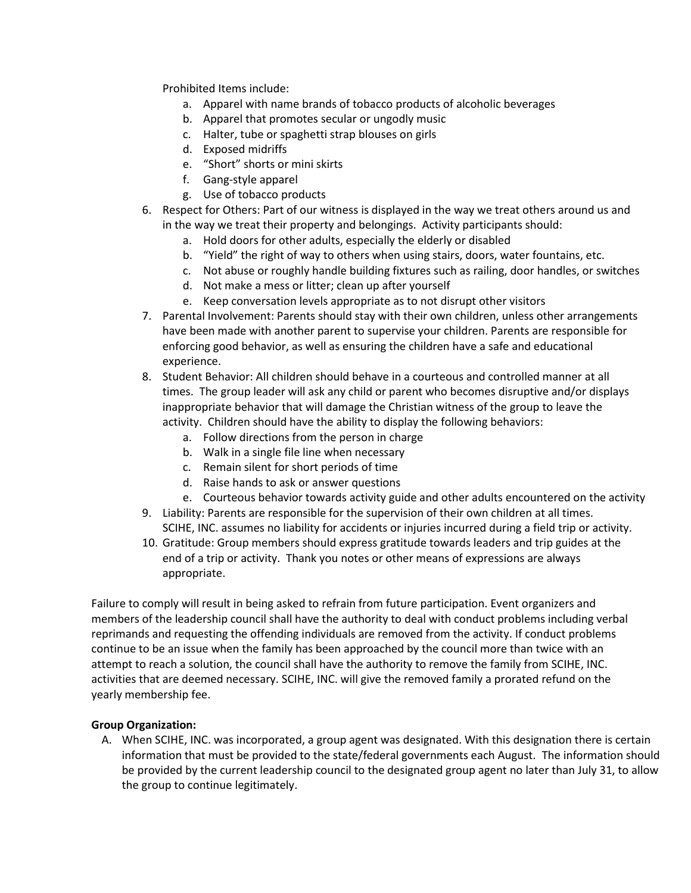Prohibited Items include:

a. Apparel with name brands of tobacco products of alcoholic beverages
b. Apparel that promotes secular or ungodly music
c. Halter, tube or spaghetti strap blouses on girls
d. Exposed midriffs
e. "Short" shorts or mini skirts
f. Gang-style apparel
g. Use of tobacco products

6. Respect for Others: Part of our witness is displayed in the way we treat others around us and in the way we treat their property and belongings. Activity participants should:
   a. Hold doors for other adults, especially the elderly or disabled
   b. "Yield" the right of way to others when using stairs, doors, water fountains, etc.
   c. Not abuse or roughly handle building fixtures such as railing, door handles, or switches
   d. Not make a mess or litter; clean up after yourself
   e. Keep conversation levels appropriate as to not disrupt other visitors
7. Parental Involvement: Parents should stay with their own children, unless other arrangements have been made with another parent to supervise your children. Parents are responsible for enforcing good behavior, as well as ensuring the children have a safe and educational experience.
8. Student Behavior: All children should behave in a courteous and controlled manner at all times. The group leader will ask any child or parent who becomes disruptive and/or displays inappropriate behavior that will damage the Christian witness of the group to leave the activity. Children should have the ability to display the following behaviors:
   a. Follow directions from the person in charge
   b. Walk in a single file line when necessary
   c. Remain silent for short periods of time
   d. Raise hands to ask or answer questions
   e. Courteous behavior towards activity guide and other adults encountered on the activity
9. Liability: Parents are responsible for the supervision of their own children at all times. SCIHE, INC. assumes no liability for accidents or injuries incurred during a field trip or activity.
10. Gratitude: Group members should express gratitude towards leaders and trip guides at the end of a trip or activity. Thank you notes or other means of expressions are always appropriate.

Failure to comply will result in being asked to refrain from future participation. Event organizers and members of the leadership council shall have the authority to deal with conduct problems including verbal reprimands and requesting the offending individuals are removed from the activity. If conduct problems continue to be an issue when the family has been approached by the council more than twice with an attempt to reach a solution, the council shall have the authority to remove the family from SCIHE, INC. activities that are deemed necessary. SCIHE, INC. will give the removed family a prorated refund on the yearly membership fee.

**Group Organization:**

A. When SCIHE, INC. was incorporated, a group agent was designated. With this designation there is certain information that must be provided to the state/federal governments each August. The information should be provided by the current leadership council to the designated group agent no later than July 31, to allow the group to continue legitimately.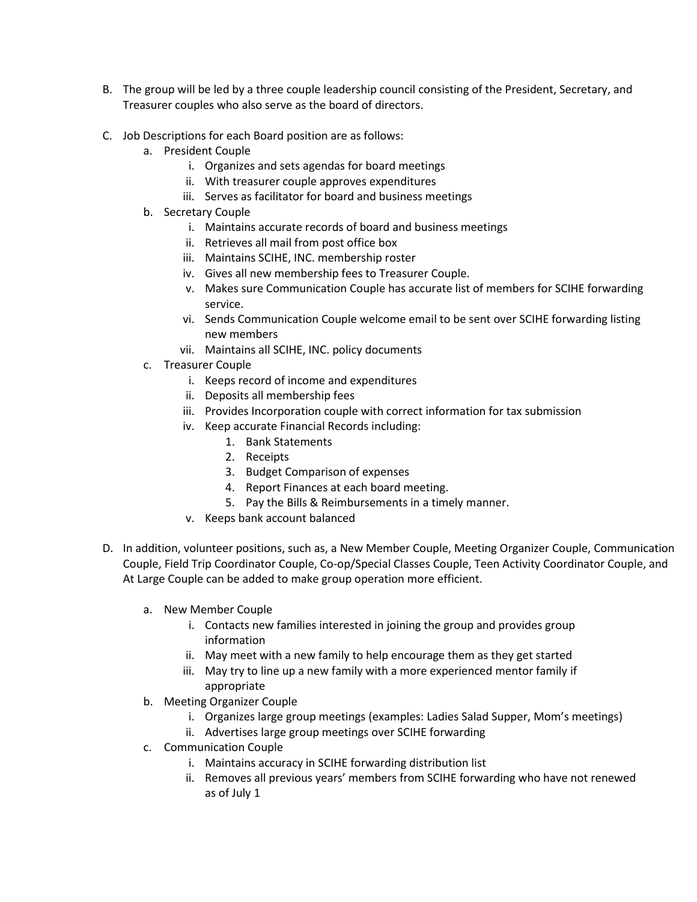B. The group will be led by a three couple leadership council consisting of the President, Secretary, and Treasurer couples who also serve as the board of directors.

C. Job Descriptions for each Board position are as follows:
   a. President Couple
      i. Organizes and sets agendas for board meetings
      ii. With treasurer couple approves expenditures
      iii. Serves as facilitator for board and business meetings
   b. Secretary Couple
      i. Maintains accurate records of board and business meetings
      ii. Retrieves all mail from post office box
      iii. Maintains SCIHE, INC. membership roster
      iv. Gives all new membership fees to Treasurer Couple.
      v. Makes sure Communication Couple has accurate list of members for SCIHE forwarding service.
      vi. Sends Communication Couple welcome email to be sent over SCIHE forwarding listing new members
      vii. Maintains all SCIHE, INC. policy documents
   c. Treasurer Couple
      i. Keeps record of income and expenditures
      ii. Deposits all membership fees
      iii. Provides Incorporation couple with correct information for tax submission
      iv. Keep accurate Financial Records including:
         1. Bank Statements
         2. Receipts
         3. Budget Comparison of expenses
         4. Report Finances at each board meeting.
         5. Pay the Bills & Reimbursements in a timely manner.
      v. Keeps bank account balanced

D. In addition, volunteer positions, such as, a New Member Couple, Meeting Organizer Couple, Communication Couple, Field Trip Coordinator Couple, Co-op/Special Classes Couple, Teen Activity Coordinator Couple, and At Large Couple can be added to make group operation more efficient.

   a. New Member Couple
      i. Contacts new families interested in joining the group and provides group information
      ii. May meet with a new family to help encourage them as they get started
      iii. May try to line up a new family with a more experienced mentor family if appropriate
   b. Meeting Organizer Couple
      i. Organizes large group meetings (examples: Ladies Salad Supper, Mom's meetings)
      ii. Advertises large group meetings over SCIHE forwarding
   c. Communication Couple
      i. Maintains accuracy in SCIHE forwarding distribution list
      ii. Removes all previous years' members from SCIHE forwarding who have not renewed as of July 1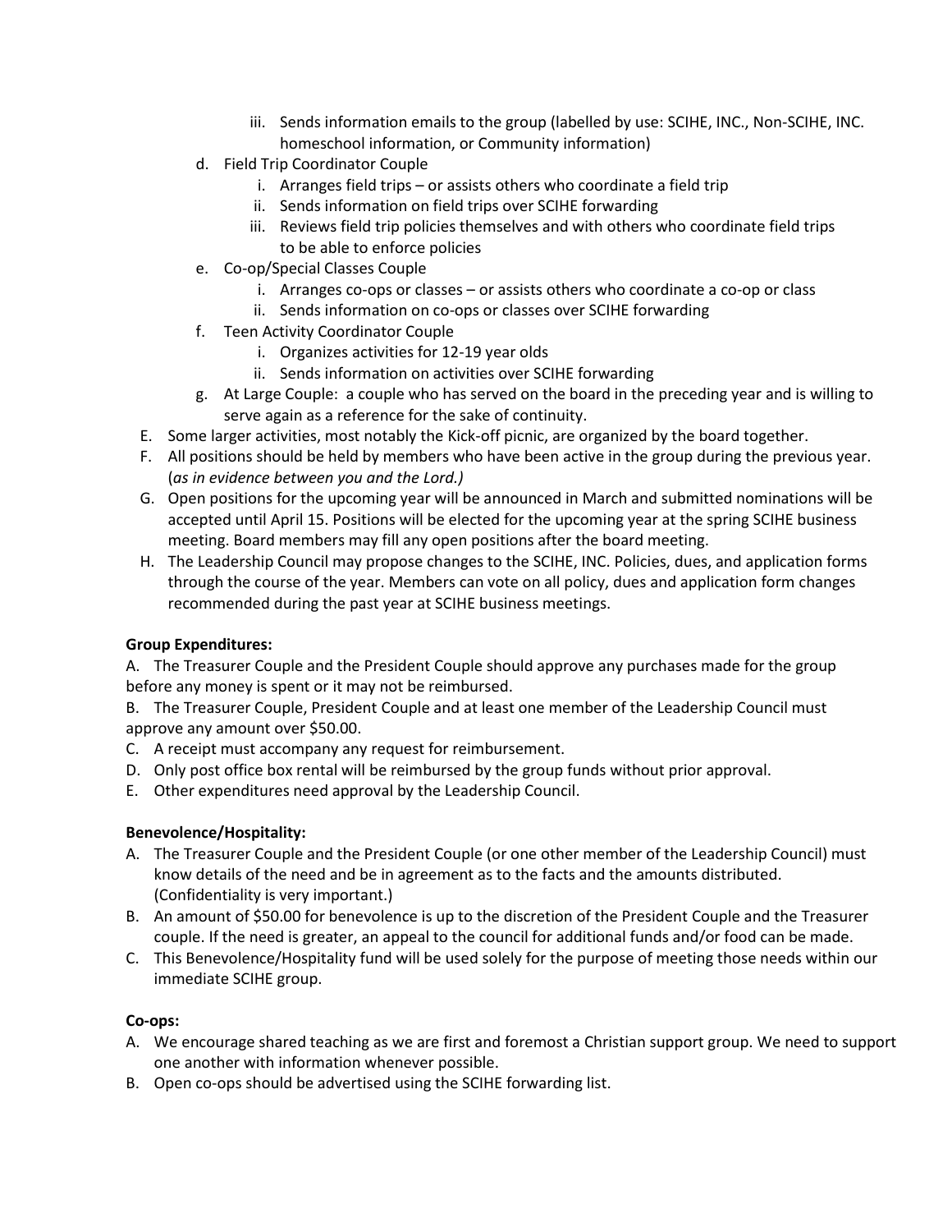iii. Sends information emails to the group (labelled by use: SCIHE, INC., Non-SCIHE, INC. homeschool information, or Community information)

d. Field Trip Coordinator Couple
   i. Arranges field trips – or assists others who coordinate a field trip
   ii. Sends information on field trips over SCIHE forwarding
   iii. Reviews field trip policies themselves and with others who coordinate field trips to be able to enforce policies

e. Co-op/Special Classes Couple
   i. Arranges co-ops or classes – or assists others who coordinate a co-op or class
   ii. Sends information on co-ops or classes over SCIHE forwarding

f. Teen Activity Coordinator Couple
   i. Organizes activities for 12-19 year olds
   ii. Sends information on activities over SCIHE forwarding

g. At Large Couple: a couple who has served on the board in the preceding year and is willing to serve again as a reference for the sake of continuity.

E. Some larger activities, most notably the Kick-off picnic, are organized by the board together.

F. All positions should be held by members who have been active in the group during the previous year. (*as in evidence between you and the Lord.)*

G. Open positions for the upcoming year will be announced in March and submitted nominations will be accepted until April 15. Positions will be elected for the upcoming year at the spring SCIHE business meeting. Board members may fill any open positions after the board meeting.

H. The Leadership Council may propose changes to the SCIHE, INC. Policies, dues, and application forms through the course of the year. Members can vote on all policy, dues and application form changes recommended during the past year at SCIHE business meetings.

**Group Expenditures:**

A. The Treasurer Couple and the President Couple should approve any purchases made for the group before any money is spent or it may not be reimbursed.

B. The Treasurer Couple, President Couple and at least one member of the Leadership Council must approve any amount over $50.00.

C. A receipt must accompany any request for reimbursement.

D. Only post office box rental will be reimbursed by the group funds without prior approval.

E. Other expenditures need approval by the Leadership Council.

**Benevolence/Hospitality:**

A. The Treasurer Couple and the President Couple (or one other member of the Leadership Council) must know details of the need and be in agreement as to the facts and the amounts distributed. (Confidentiality is very important.)

B. An amount of $50.00 for benevolence is up to the discretion of the President Couple and the Treasurer couple. If the need is greater, an appeal to the council for additional funds and/or food can be made.

C. This Benevolence/Hospitality fund will be used solely for the purpose of meeting those needs within our immediate SCIHE group.

**Co-ops:**

A. We encourage shared teaching as we are first and foremost a Christian support group. We need to support one another with information whenever possible.

B. Open co-ops should be advertised using the SCIHE forwarding list.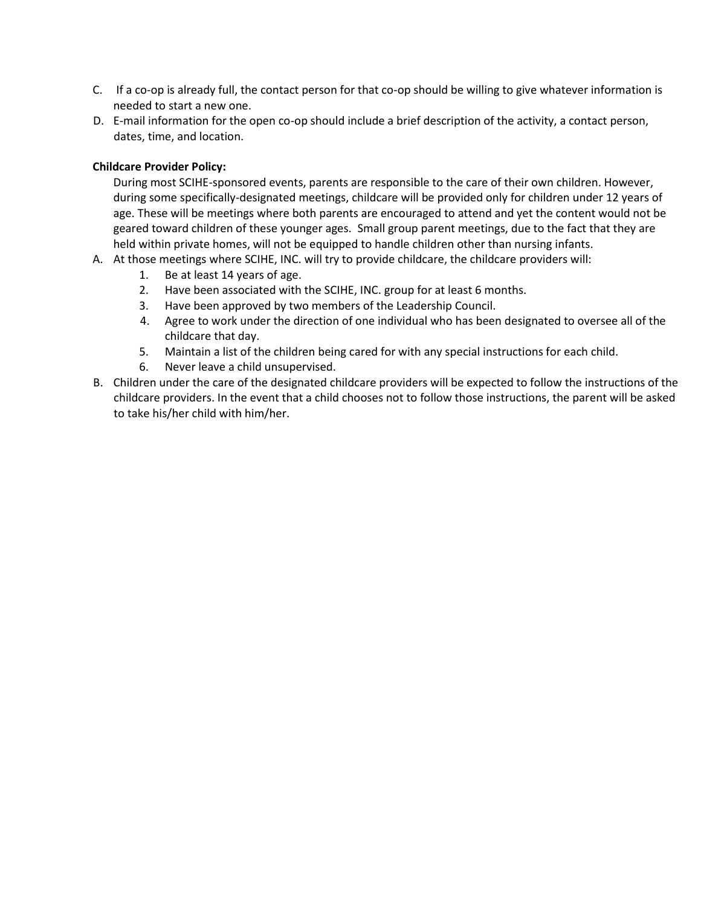C. If a co-op is already full, the contact person for that co-op should be willing to give whatever information is needed to start a new one.

D. E-mail information for the open co-op should include a brief description of the activity, a contact person, dates, time, and location.

**Childcare Provider Policy:**

During most SCIHE-sponsored events, parents are responsible to the care of their own children. However, during some specifically-designated meetings, childcare will be provided only for children under 12 years of age. These will be meetings where both parents are encouraged to attend and yet the content would not be geared toward children of these younger ages. Small group parent meetings, due to the fact that they are held within private homes, will not be equipped to handle children other than nursing infants.

A. At those meetings where SCIHE, INC. will try to provide childcare, the childcare providers will:
   1. Be at least 14 years of age.
   2. Have been associated with the SCIHE, INC. group for at least 6 months.
   3. Have been approved by two members of the Leadership Council.
   4. Agree to work under the direction of one individual who has been designated to oversee all of the childcare that day.
   5. Maintain a list of the children being cared for with any special instructions for each child.
   6. Never leave a child unsupervised.

B. Children under the care of the designated childcare providers will be expected to follow the instructions of the childcare providers. In the event that a child chooses not to follow those instructions, the parent will be asked to take his/her child with him/her.